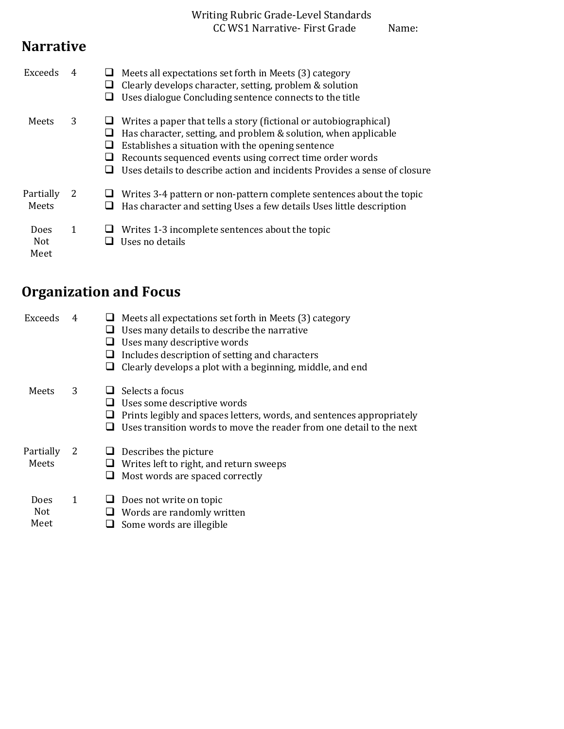Writing Rubric Grade-Level Standards
CC WS1 Narrative- First Grade Name:

## Narrative

| | | |
|---|---|---|
| Exceeds | 4 | ❑ Meets all expectations set forth in Meets (3) category<br>❑ Clearly develops character, setting, problem & solution<br>❑ Uses dialogue Concluding sentence connects to the title |
| Meets | 3 | ❑ Writes a paper that tells a story (fictional or autobiographical)<br>❑ Has character, setting, and problem & solution, when applicable<br>❑ Establishes a situation with the opening sentence<br>❑ Recounts sequenced events using correct time order words<br>❑ Uses details to describe action and incidents Provides a sense of closure |
| Partially Meets | 2 | ❑ Writes 3-4 pattern or non-pattern complete sentences about the topic<br>❑ Has character and setting Uses a few details Uses little description |
| Does Not Meet | 1 | ❑ Writes 1-3 incomplete sentences about the topic<br>❑ Uses no details |

## Organization and Focus

| | | |
|---|---|---|
| Exceeds | 4 | ❑ Meets all expectations set forth in Meets (3) category<br>❑ Uses many details to describe the narrative<br>❑ Uses many descriptive words<br>❑ Includes description of setting and characters<br>❑ Clearly develops a plot with a beginning, middle, and end |
| Meets | 3 | ❑ Selects a focus<br>❑ Uses some descriptive words<br>❑ Prints legibly and spaces letters, words, and sentences appropriately<br>❑ Uses transition words to move the reader from one detail to the next |
| Partially Meets | 2 | ❑ Describes the picture<br>❑ Writes left to right, and return sweeps<br>❑ Most words are spaced correctly |
| Does Not Meet | 1 | ❑ Does not write on topic<br>❑ Words are randomly written<br>❑ Some words are illegible |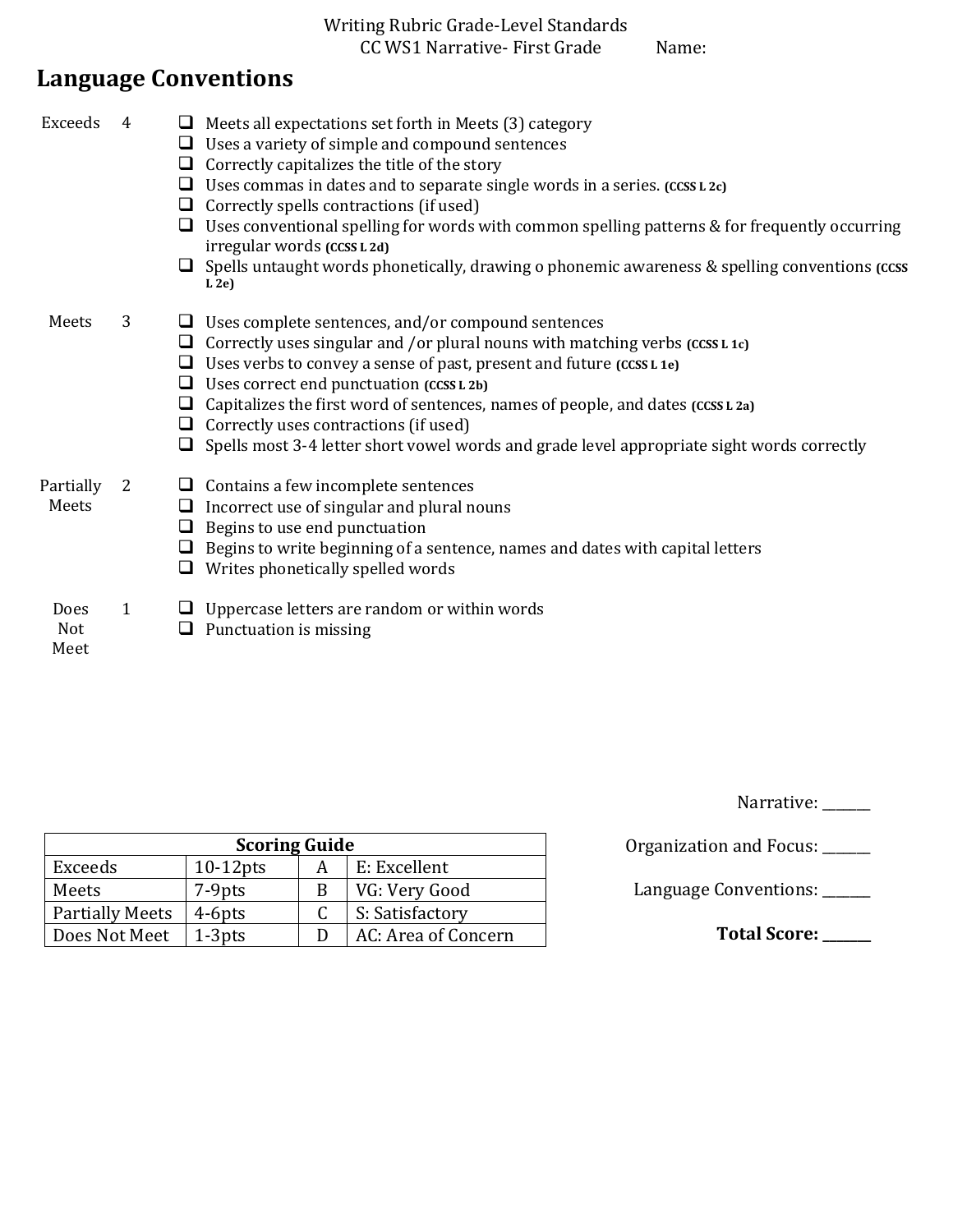Writing Rubric Grade-Level Standards
CC WS1 Narrative- First Grade Name:

## Language Conventions

**Exceeds 4**

- Meets all expectations set forth in Meets (3) category
- Uses a variety of simple and compound sentences
- Correctly capitalizes the title of the story
- Uses commas in dates and to separate single words in a series. **(CCSS L 2c)**
- Correctly spells contractions (if used)
- Uses conventional spelling for words with common spelling patterns & for frequently occurring irregular words **(CCSS L 2d)**
- Spells untaught words phonetically, drawing o phonemic awareness & spelling conventions **(CCSS L 2e)**

**Meets 3**

- Uses complete sentences, and/or compound sentences
- Correctly uses singular and /or plural nouns with matching verbs **(CCSS L 1c)**
- Uses verbs to convey a sense of past, present and future **(CCSS L 1e)**
- Uses correct end punctuation **(CCSS L 2b)**
- Capitalizes the first word of sentences, names of people, and dates **(CCSS L 2a)**
- Correctly uses contractions (if used)
- Spells most 3-4 letter short vowel words and grade level appropriate sight words correctly

**Partially Meets 2**

- Contains a few incomplete sentences
- Incorrect use of singular and plural nouns
- Begins to use end punctuation
- Begins to write beginning of a sentence, names and dates with capital letters
- Writes phonetically spelled words

**Does Not Meet 1**

- Uppercase letters are random or within words
- Punctuation is missing

| Scoring Guide | | | |
|---|---|---|---|
| Exceeds | 10-12pts | A | E: Excellent |
| Meets | 7-9pts | B | VG: Very Good |
| Partially Meets | 4-6pts | C | S: Satisfactory |
| Does Not Meet | 1-3pts | D | AC: Area of Concern |

Narrative: ______

Organization and Focus: ______

Language Conventions: ______

**Total Score: ______**